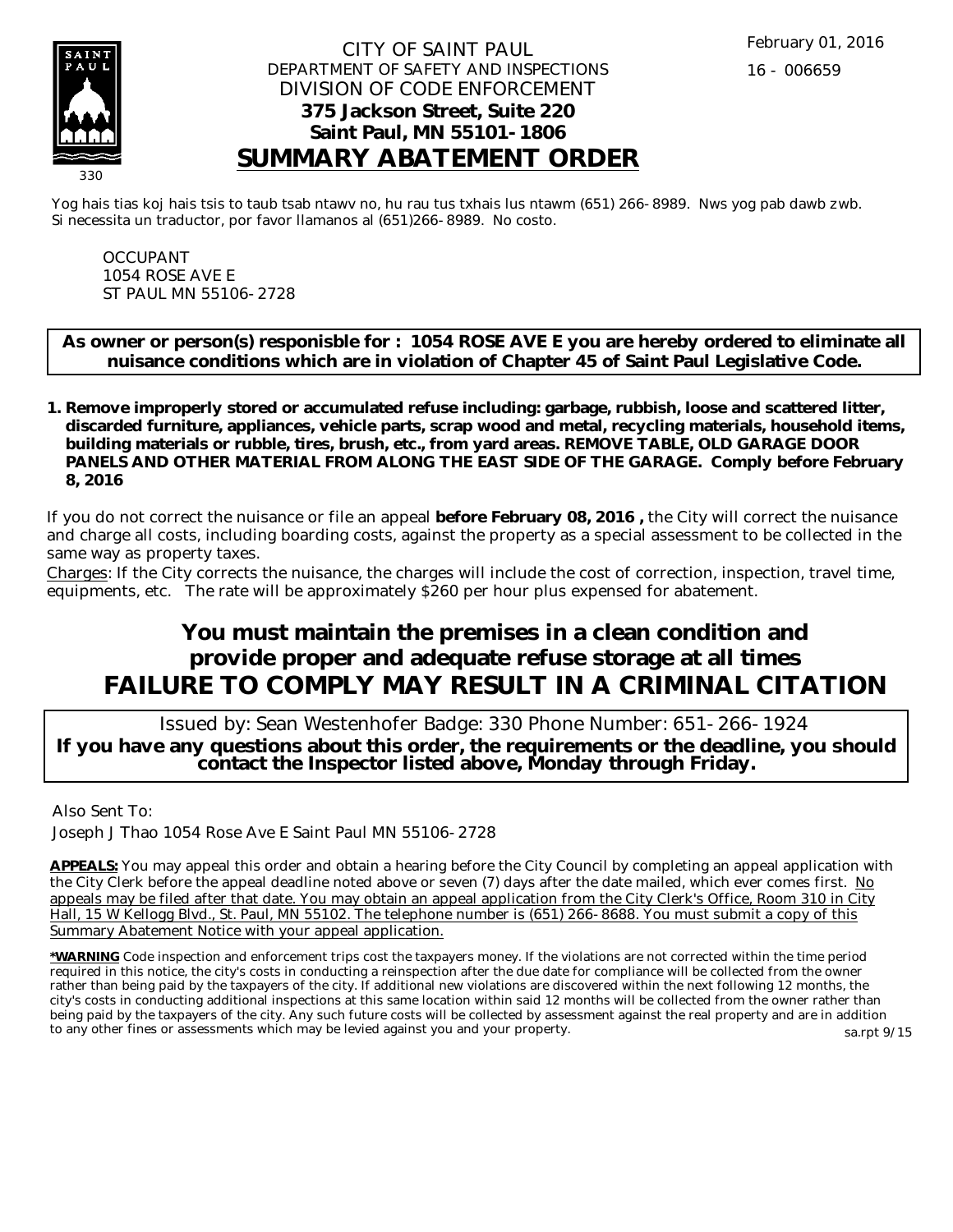February 01, 2016

16 - 006659

CITY OF SAINT PAUL
DEPARTMENT OF SAFETY AND INSPECTIONS
DIVISION OF CODE ENFORCEMENT
**375 Jackson Street, Suite 220**
**Saint Paul, MN 55101-1806**

# SUMMARY ABATEMENT ORDER

330

Yog hais tias koj hais tsis to taub tsab ntawv no, hu rau tus txhais lus ntawm (651) 266-8989. Nws yog pab dawb zwb.
Si necessita un traductor, por favor llamanos al (651)266-8989. No costo.

OCCUPANT
1054 ROSE AVE E
ST PAUL MN 55106-2728

**As owner or person(s) responisble for : 1054 ROSE AVE E you are hereby ordered to eliminate all nuisance conditions which are in violation of Chapter 45 of Saint Paul Legislative Code.**

1. **Remove improperly stored or accumulated refuse including: garbage, rubbish, loose and scattered litter, discarded furniture, appliances, vehicle parts, scrap wood and metal, recycling materials, household items, building materials or rubble, tires, brush, etc., from yard areas. REMOVE TABLE, OLD GARAGE DOOR PANELS AND OTHER MATERIAL FROM ALONG THE EAST SIDE OF THE GARAGE. Comply before February 8, 2016**

If you do not correct the nuisance or file an appeal **before February 08, 2016 ,** the City will correct the nuisance and charge all costs, including boarding costs, against the property as a special assessment to be collected in the same way as property taxes.

Charges: If the City corrects the nuisance, the charges will include the cost of correction, inspection, travel time, equipments, etc. The rate will be approximately $260 per hour plus expensed for abatement.

## You must maintain the premises in a clean condition and provide proper and adequate refuse storage at all times
## FAILURE TO COMPLY MAY RESULT IN A CRIMINAL CITATION

Issued by: Sean Westenhofer Badge: 330 Phone Number: 651-266-1924
**If you have any questions about this order, the requirements or the deadline, you should contact the Inspector listed above, Monday through Friday.**

Also Sent To:
Joseph J Thao 1054 Rose Ave E Saint Paul MN 55106-2728

**APPEALS:** You may appeal this order and obtain a hearing before the City Council by completing an appeal application with the City Clerk before the appeal deadline noted above or seven (7) days after the date mailed, which ever comes first. No appeals may be filed after that date. You may obtain an appeal application from the City Clerk's Office, Room 310 in City Hall, 15 W Kellogg Blvd., St. Paul, MN 55102. The telephone number is (651) 266-8688. You must submit a copy of this Summary Abatement Notice with your appeal application.

***WARNING** Code inspection and enforcement trips cost the taxpayers money. If the violations are not corrected within the time period required in this notice, the city's costs in conducting a reinspection after the due date for compliance will be collected from the owner rather than being paid by the taxpayers of the city. If additional new violations are discovered within the next following 12 months, the city's costs in conducting additional inspections at this same location within said 12 months will be collected from the owner rather than being paid by the taxpayers of the city. Any such future costs will be collected by assessment against the real property and are in addition to any other fines or assessments which may be levied against you and your property.

sa.rpt 9/15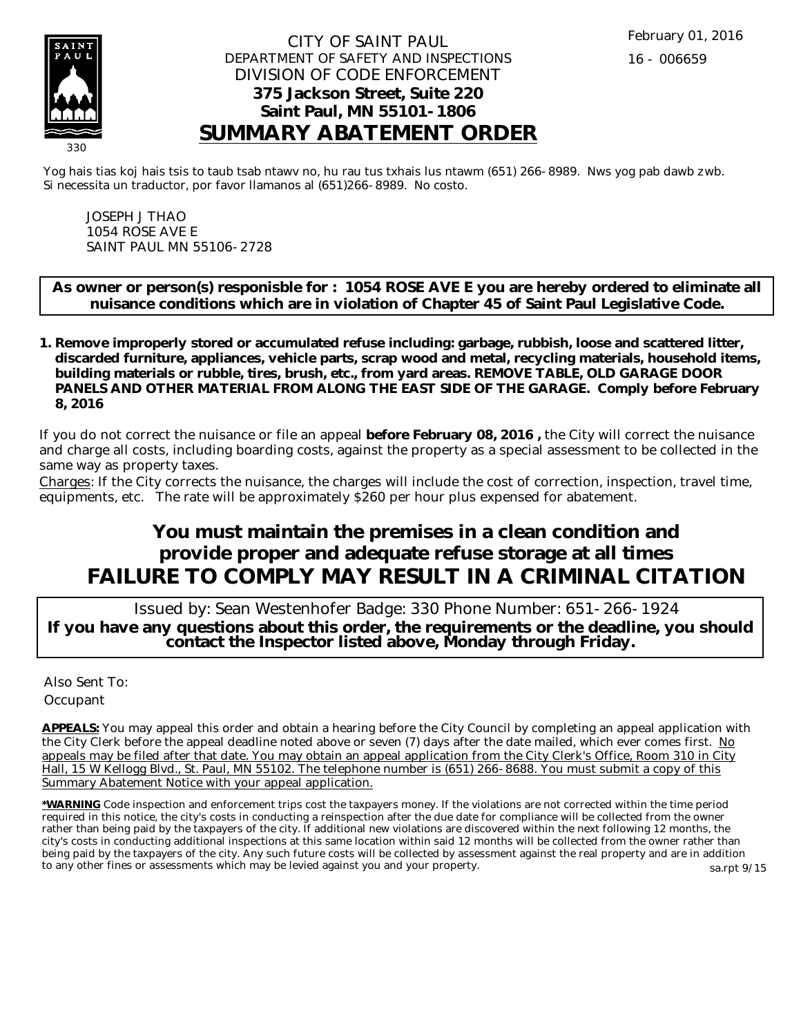February 01, 2016

16 - 006659

CITY OF SAINT PAUL
DEPARTMENT OF SAFETY AND INSPECTIONS
DIVISION OF CODE ENFORCEMENT
**375 Jackson Street, Suite 220**
**Saint Paul, MN 55101-1806**

# SUMMARY ABATEMENT ORDER

330

Yog hais tias koj hais tsis to taub tsab ntawv no, hu rau tus txhais lus ntawm (651) 266-8989. Nws yog pab dawb zwb.
Si necessita un traductor, por favor llamanos al (651)266-8989. No costo.

JOSEPH J THAO
1054 ROSE AVE E
SAINT PAUL MN 55106-2728

**As owner or person(s) responisble for : 1054 ROSE AVE E you are hereby ordered to eliminate all nuisance conditions which are in violation of Chapter 45 of Saint Paul Legislative Code.**

1. **Remove improperly stored or accumulated refuse including: garbage, rubbish, loose and scattered litter, discarded furniture, appliances, vehicle parts, scrap wood and metal, recycling materials, household items, building materials or rubble, tires, brush, etc., from yard areas. REMOVE TABLE, OLD GARAGE DOOR PANELS AND OTHER MATERIAL FROM ALONG THE EAST SIDE OF THE GARAGE. Comply before February 8, 2016**

If you do not correct the nuisance or file an appeal **before February 08, 2016 ,** the City will correct the nuisance and charge all costs, including boarding costs, against the property as a special assessment to be collected in the same way as property taxes.

Charges: If the City corrects the nuisance, the charges will include the cost of correction, inspection, travel time, equipments, etc. The rate will be approximately $260 per hour plus expensed for abatement.

## You must maintain the premises in a clean condition and provide proper and adequate refuse storage at all times

## FAILURE TO COMPLY MAY RESULT IN A CRIMINAL CITATION

Issued by: Sean Westenhofer Badge: 330 Phone Number: 651-266-1924

**If you have any questions about this order, the requirements or the deadline, you should contact the Inspector listed above, Monday through Friday.**

Also Sent To:
Occupant

**APPEALS:** You may appeal this order and obtain a hearing before the City Council by completing an appeal application with the City Clerk before the appeal deadline noted above or seven (7) days after the date mailed, which ever comes first. No appeals may be filed after that date. You may obtain an appeal application from the City Clerk's Office, Room 310 in City Hall, 15 W Kellogg Blvd., St. Paul, MN 55102. The telephone number is (651) 266-8688. You must submit a copy of this Summary Abatement Notice with your appeal application.

**\*WARNING** Code inspection and enforcement trips cost the taxpayers money. If the violations are not corrected within the time period required in this notice, the city's costs in conducting a reinspection after the due date for compliance will be collected from the owner rather than being paid by the taxpayers of the city. If additional new violations are discovered within the next following 12 months, the city's costs in conducting additional inspections at this same location within said 12 months will be collected from the owner rather than being paid by the taxpayers of the city. Any such future costs will be collected by assessment against the real property and are in addition to any other fines or assessments which may be levied against you and your property.

sa.rpt 9/15